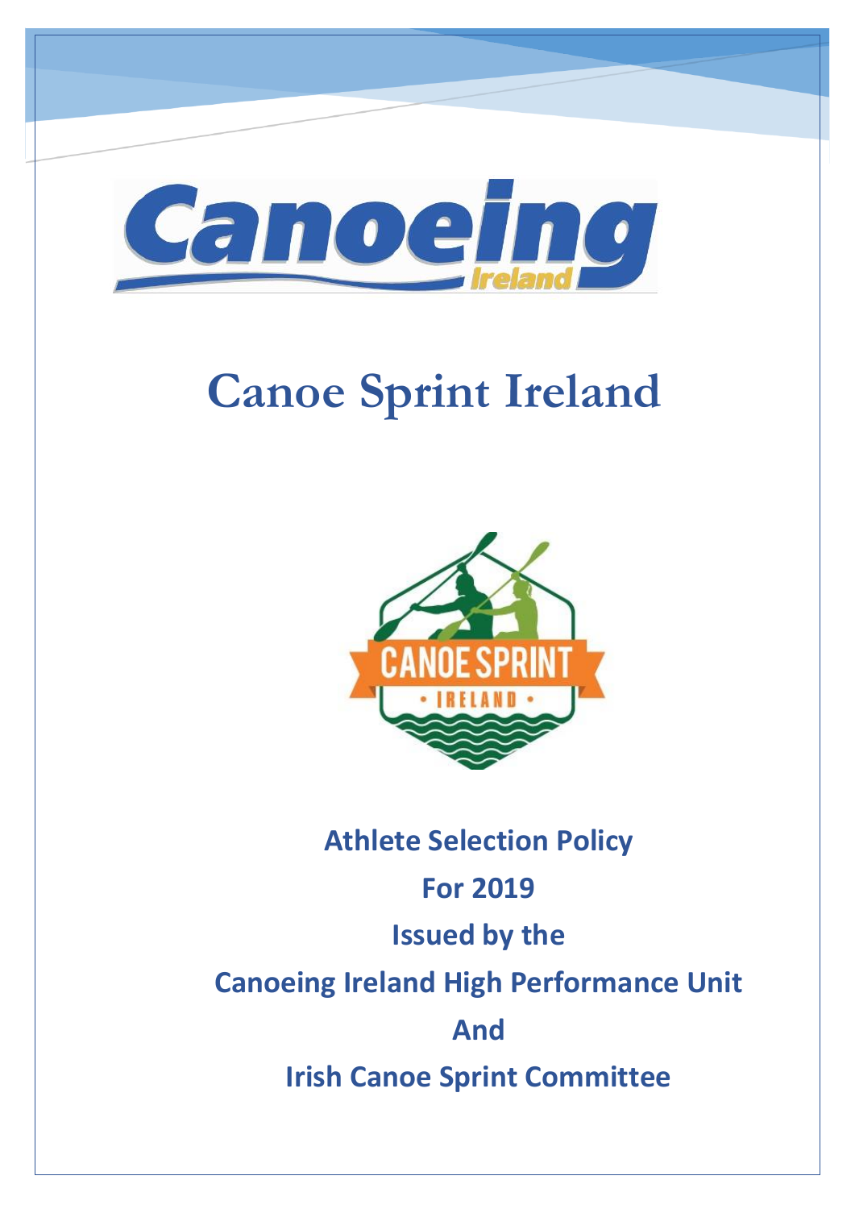# Canoe Sprint Ireland

**Athlete Selection Policy**

**For 2019**

**Issued by the**

**Canoeing Ireland High Performance Unit**

**And**

**Irish Canoe Sprint Committee**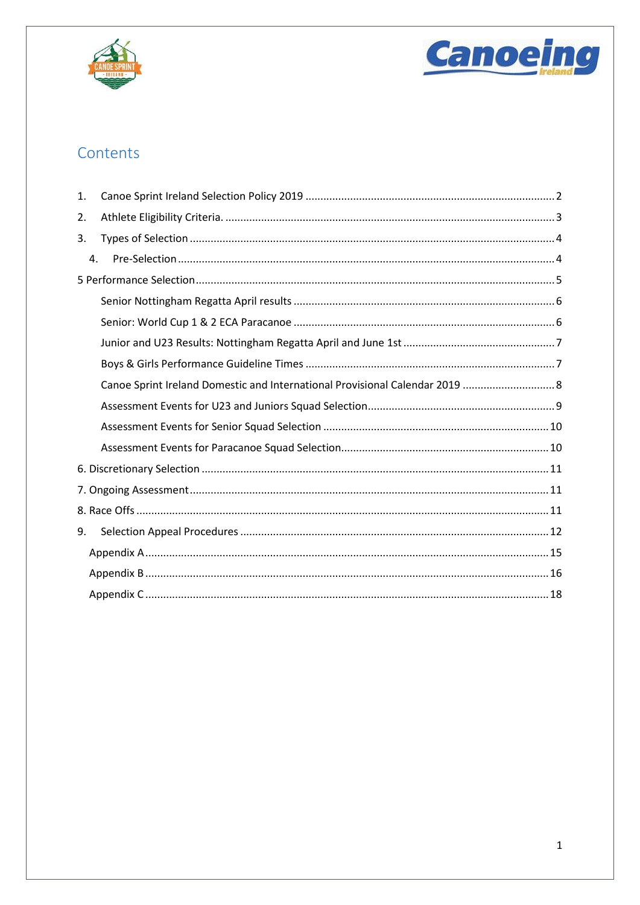# Contents

1. Canoe Sprint Ireland Selection Policy 2019 .......... 2
2. Athlete Eligibility Criteria. .......... 3
3. Types of Selection .......... 4
   4. Pre-Selection .......... 4

5 Performance Selection .......... 5

   Senior Nottingham Regatta April results .......... 6

   Senior: World Cup 1 & 2 ECA Paracanoe .......... 6

   Junior and U23 Results: Nottingham Regatta April and June 1st .......... 7

   Boys & Girls Performance Guideline Times .......... 7

   Canoe Sprint Ireland Domestic and International Provisional Calendar 2019 .......... 8

   Assessment Events for U23 and Juniors Squad Selection .......... 9

   Assessment Events for Senior Squad Selection .......... 10

   Assessment Events for Paracanoe Squad Selection .......... 10

6. Discretionary Selection .......... 11

7. Ongoing Assessment .......... 11

8. Race Offs .......... 11

9. Selection Appeal Procedures .......... 12

   Appendix A .......... 15

   Appendix B .......... 16

   Appendix C .......... 18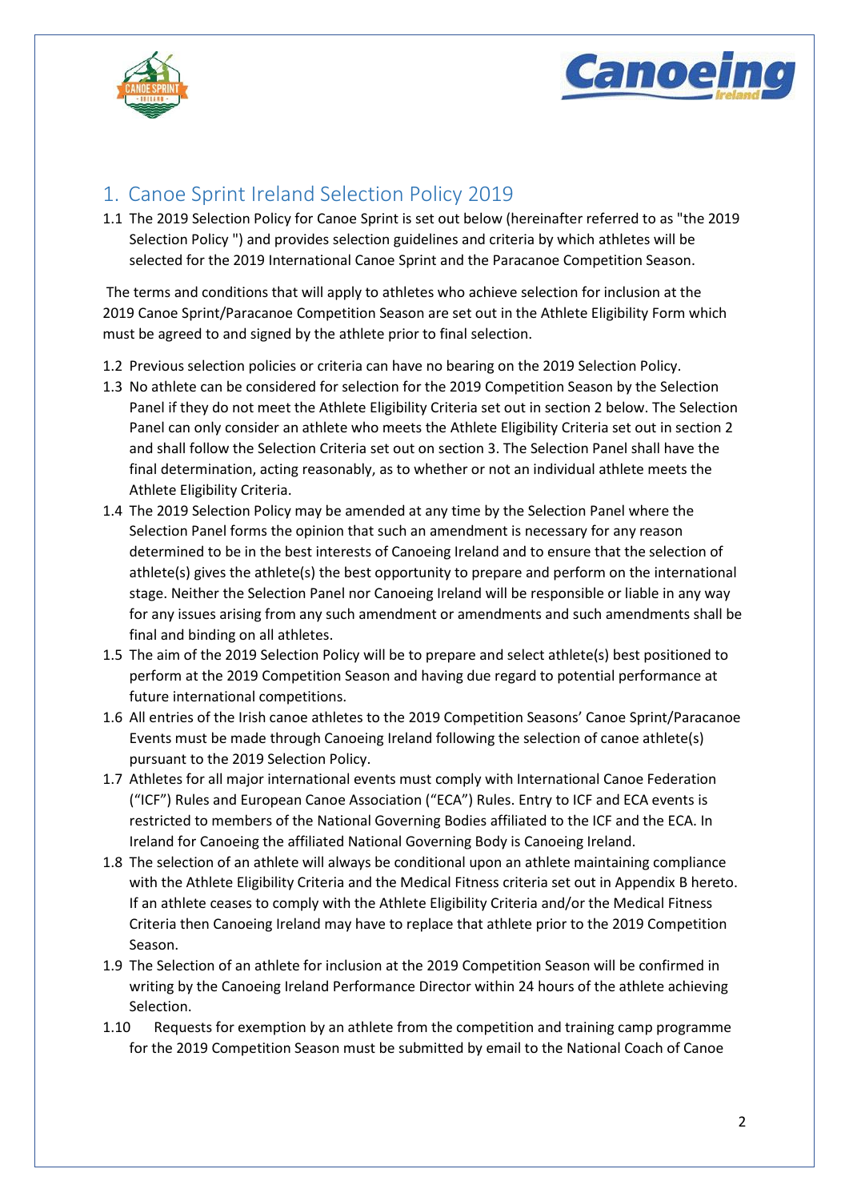## 1. Canoe Sprint Ireland Selection Policy 2019

1.1 The 2019 Selection Policy for Canoe Sprint is set out below (hereinafter referred to as "the 2019 Selection Policy ") and provides selection guidelines and criteria by which athletes will be selected for the 2019 International Canoe Sprint and the Paracanoe Competition Season.

The terms and conditions that will apply to athletes who achieve selection for inclusion at the 2019 Canoe Sprint/Paracanoe Competition Season are set out in the Athlete Eligibility Form which must be agreed to and signed by the athlete prior to final selection.

1.2 Previous selection policies or criteria can have no bearing on the 2019 Selection Policy.

1.3 No athlete can be considered for selection for the 2019 Competition Season by the Selection Panel if they do not meet the Athlete Eligibility Criteria set out in section 2 below. The Selection Panel can only consider an athlete who meets the Athlete Eligibility Criteria set out in section 2 and shall follow the Selection Criteria set out on section 3. The Selection Panel shall have the final determination, acting reasonably, as to whether or not an individual athlete meets the Athlete Eligibility Criteria.

1.4 The 2019 Selection Policy may be amended at any time by the Selection Panel where the Selection Panel forms the opinion that such an amendment is necessary for any reason determined to be in the best interests of Canoeing Ireland and to ensure that the selection of athlete(s) gives the athlete(s) the best opportunity to prepare and perform on the international stage. Neither the Selection Panel nor Canoeing Ireland will be responsible or liable in any way for any issues arising from any such amendment or amendments and such amendments shall be final and binding on all athletes.

1.5 The aim of the 2019 Selection Policy will be to prepare and select athlete(s) best positioned to perform at the 2019 Competition Season and having due regard to potential performance at future international competitions.

1.6 All entries of the Irish canoe athletes to the 2019 Competition Seasons' Canoe Sprint/Paracanoe Events must be made through Canoeing Ireland following the selection of canoe athlete(s) pursuant to the 2019 Selection Policy.

1.7 Athletes for all major international events must comply with International Canoe Federation ("ICF") Rules and European Canoe Association ("ECA") Rules. Entry to ICF and ECA events is restricted to members of the National Governing Bodies affiliated to the ICF and the ECA. In Ireland for Canoeing the affiliated National Governing Body is Canoeing Ireland.

1.8 The selection of an athlete will always be conditional upon an athlete maintaining compliance with the Athlete Eligibility Criteria and the Medical Fitness criteria set out in Appendix B hereto. If an athlete ceases to comply with the Athlete Eligibility Criteria and/or the Medical Fitness Criteria then Canoeing Ireland may have to replace that athlete prior to the 2019 Competition Season.

1.9 The Selection of an athlete for inclusion at the 2019 Competition Season will be confirmed in writing by the Canoeing Ireland Performance Director within 24 hours of the athlete achieving Selection.

1.10 Requests for exemption by an athlete from the competition and training camp programme for the 2019 Competition Season must be submitted by email to the National Coach of Canoe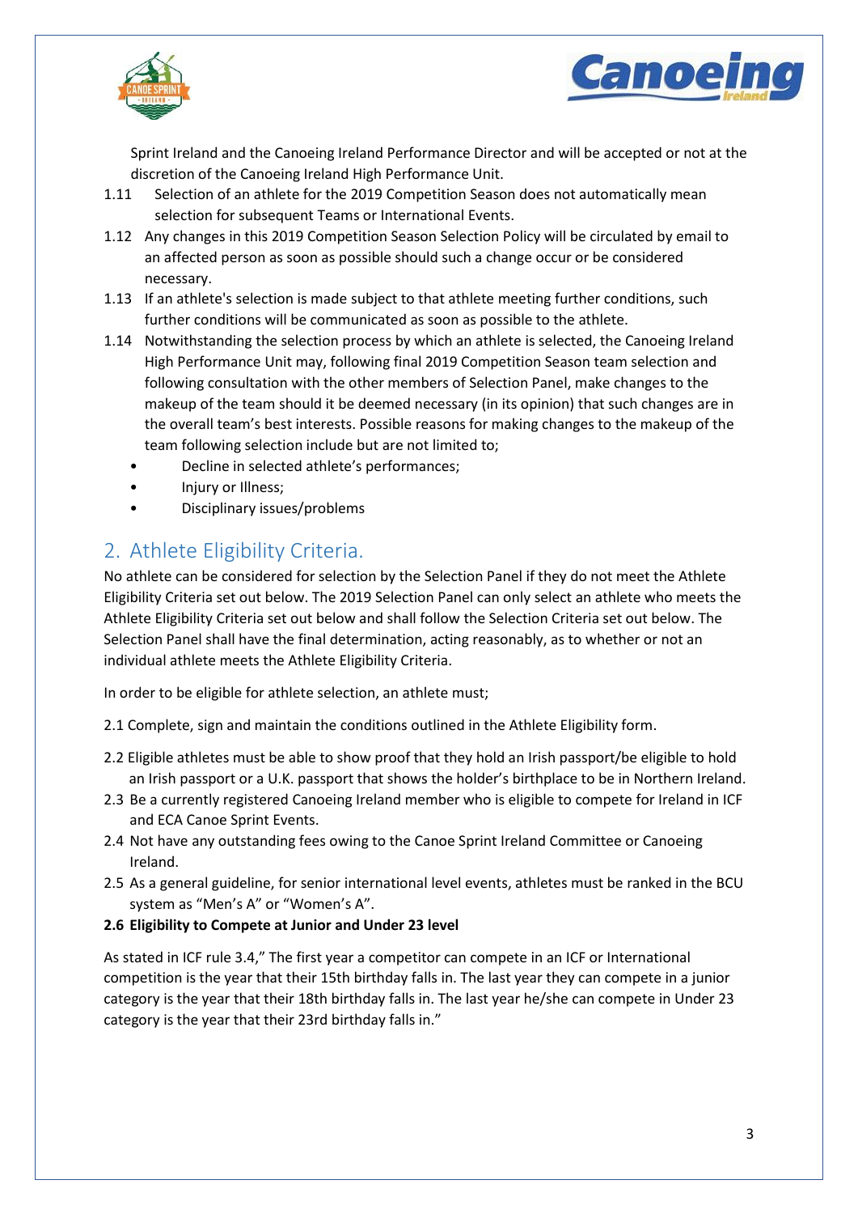Sprint Ireland and the Canoeing Ireland Performance Director and will be accepted or not at the discretion of the Canoeing Ireland High Performance Unit.

1.11 Selection of an athlete for the 2019 Competition Season does not automatically mean selection for subsequent Teams or International Events.

1.12 Any changes in this 2019 Competition Season Selection Policy will be circulated by email to an affected person as soon as possible should such a change occur or be considered necessary.

1.13 If an athlete's selection is made subject to that athlete meeting further conditions, such further conditions will be communicated as soon as possible to the athlete.

1.14 Notwithstanding the selection process by which an athlete is selected, the Canoeing Ireland High Performance Unit may, following final 2019 Competition Season team selection and following consultation with the other members of Selection Panel, make changes to the makeup of the team should it be deemed necessary (in its opinion) that such changes are in the overall team's best interests. Possible reasons for making changes to the makeup of the team following selection include but are not limited to;

- Decline in selected athlete's performances;
- Injury or Illness;
- Disciplinary issues/problems

## 2. Athlete Eligibility Criteria.

No athlete can be considered for selection by the Selection Panel if they do not meet the Athlete Eligibility Criteria set out below. The 2019 Selection Panel can only select an athlete who meets the Athlete Eligibility Criteria set out below and shall follow the Selection Criteria set out below. The Selection Panel shall have the final determination, acting reasonably, as to whether or not an individual athlete meets the Athlete Eligibility Criteria.

In order to be eligible for athlete selection, an athlete must;

2.1 Complete, sign and maintain the conditions outlined in the Athlete Eligibility form.

2.2 Eligible athletes must be able to show proof that they hold an Irish passport/be eligible to hold an Irish passport or a U.K. passport that shows the holder's birthplace to be in Northern Ireland.

2.3 Be a currently registered Canoeing Ireland member who is eligible to compete for Ireland in ICF and ECA Canoe Sprint Events.

2.4 Not have any outstanding fees owing to the Canoe Sprint Ireland Committee or Canoeing Ireland.

2.5 As a general guideline, for senior international level events, athletes must be ranked in the BCU system as "Men's A" or "Women's A".

**2.6 Eligibility to Compete at Junior and Under 23 level**

As stated in ICF rule 3.4," The first year a competitor can compete in an ICF or International competition is the year that their 15th birthday falls in. The last year they can compete in a junior category is the year that their 18th birthday falls in. The last year he/she can compete in Under 23 category is the year that their 23rd birthday falls in."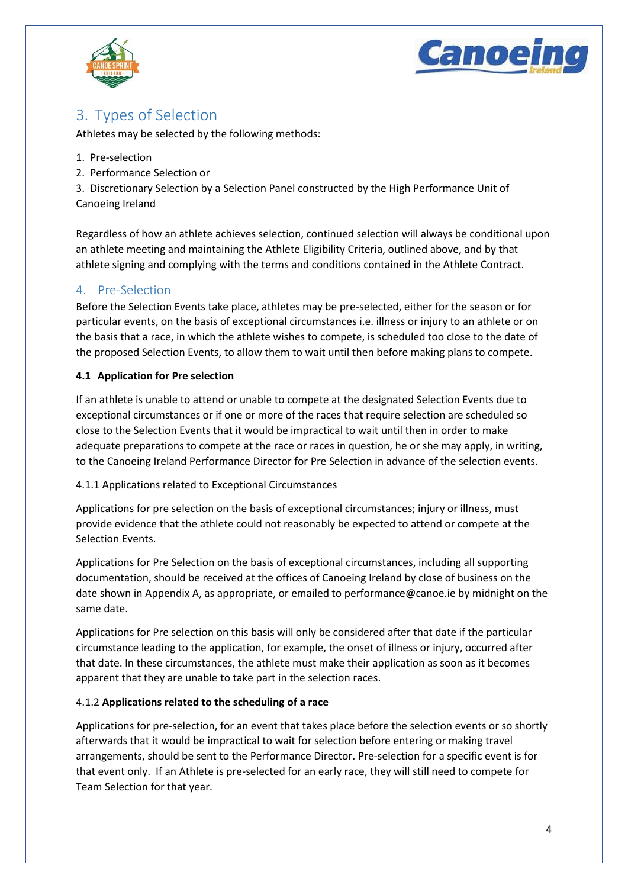## 3. Types of Selection

Athletes may be selected by the following methods:

1. Pre-selection
2. Performance Selection or
3. Discretionary Selection by a Selection Panel constructed by the High Performance Unit of Canoeing Ireland

Regardless of how an athlete achieves selection, continued selection will always be conditional upon an athlete meeting and maintaining the Athlete Eligibility Criteria, outlined above, and by that athlete signing and complying with the terms and conditions contained in the Athlete Contract.

## 4. Pre-Selection

Before the Selection Events take place, athletes may be pre-selected, either for the season or for particular events, on the basis of exceptional circumstances i.e. illness or injury to an athlete or on the basis that a race, in which the athlete wishes to compete, is scheduled too close to the date of the proposed Selection Events, to allow them to wait until then before making plans to compete.

**4.1 Application for Pre selection**

If an athlete is unable to attend or unable to compete at the designated Selection Events due to exceptional circumstances or if one or more of the races that require selection are scheduled so close to the Selection Events that it would be impractical to wait until then in order to make adequate preparations to compete at the race or races in question, he or she may apply, in writing, to the Canoeing Ireland Performance Director for Pre Selection in advance of the selection events.

4.1.1 Applications related to Exceptional Circumstances

Applications for pre selection on the basis of exceptional circumstances; injury or illness, must provide evidence that the athlete could not reasonably be expected to attend or compete at the Selection Events.

Applications for Pre Selection on the basis of exceptional circumstances, including all supporting documentation, should be received at the offices of Canoeing Ireland by close of business on the date shown in Appendix A, as appropriate, or emailed to performance@canoe.ie by midnight on the same date.

Applications for Pre selection on this basis will only be considered after that date if the particular circumstance leading to the application, for example, the onset of illness or injury, occurred after that date. In these circumstances, the athlete must make their application as soon as it becomes apparent that they are unable to take part in the selection races.

4.1.2 **Applications related to the scheduling of a race**

Applications for pre-selection, for an event that takes place before the selection events or so shortly afterwards that it would be impractical to wait for selection before entering or making travel arrangements, should be sent to the Performance Director. Pre-selection for a specific event is for that event only. If an Athlete is pre-selected for an early race, they will still need to compete for Team Selection for that year.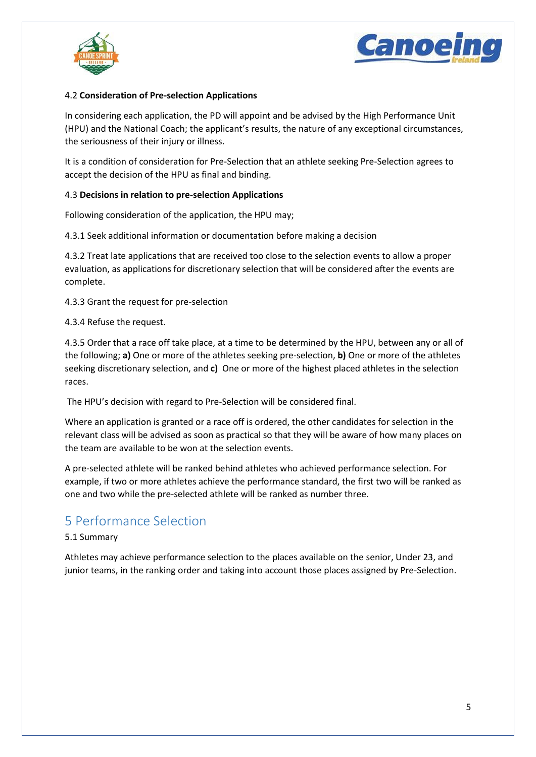4.2 **Consideration of Pre-selection Applications**

In considering each application, the PD will appoint and be advised by the High Performance Unit (HPU) and the National Coach; the applicant's results, the nature of any exceptional circumstances, the seriousness of their injury or illness.

It is a condition of consideration for Pre-Selection that an athlete seeking Pre-Selection agrees to accept the decision of the HPU as final and binding.

4.3 **Decisions in relation to pre-selection Applications**

Following consideration of the application, the HPU may;

4.3.1 Seek additional information or documentation before making a decision

4.3.2 Treat late applications that are received too close to the selection events to allow a proper evaluation, as applications for discretionary selection that will be considered after the events are complete.

4.3.3 Grant the request for pre-selection

4.3.4 Refuse the request.

4.3.5 Order that a race off take place, at a time to be determined by the HPU, between any or all of the following; **a)** One or more of the athletes seeking pre-selection, **b)** One or more of the athletes seeking discretionary selection, and **c)** One or more of the highest placed athletes in the selection races.

The HPU's decision with regard to Pre-Selection will be considered final.

Where an application is granted or a race off is ordered, the other candidates for selection in the relevant class will be advised as soon as practical so that they will be aware of how many places on the team are available to be won at the selection events.

A pre-selected athlete will be ranked behind athletes who achieved performance selection. For example, if two or more athletes achieve the performance standard, the first two will be ranked as one and two while the pre-selected athlete will be ranked as number three.

## 5 Performance Selection

5.1 Summary

Athletes may achieve performance selection to the places available on the senior, Under 23, and junior teams, in the ranking order and taking into account those places assigned by Pre-Selection.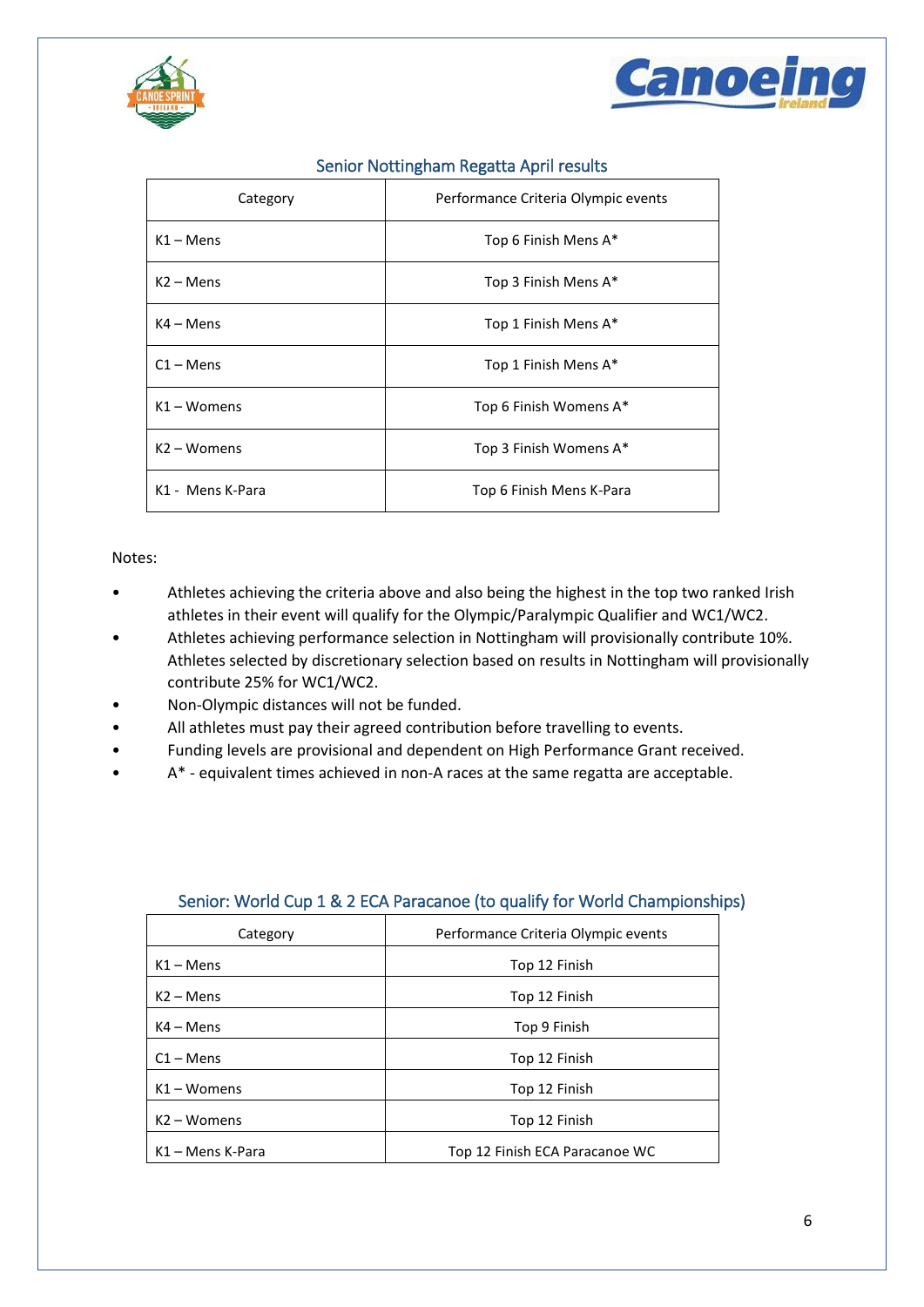## Senior Nottingham Regatta April results

| Category | Performance Criteria Olympic events |
|---|---|
| K1 – Mens | Top 6 Finish Mens A* |
| K2 – Mens | Top 3 Finish Mens A* |
| K4 – Mens | Top 1 Finish Mens A* |
| C1 – Mens | Top 1 Finish Mens A* |
| K1 – Womens | Top 6 Finish Womens A* |
| K2 – Womens | Top 3 Finish Womens A* |
| K1 - Mens K-Para | Top 6 Finish Mens K-Para |

Notes:

- Athletes achieving the criteria above and also being the highest in the top two ranked Irish athletes in their event will qualify for the Olympic/Paralympic Qualifier and WC1/WC2.
- Athletes achieving performance selection in Nottingham will provisionally contribute 10%. Athletes selected by discretionary selection based on results in Nottingham will provisionally contribute 25% for WC1/WC2.
- Non-Olympic distances will not be funded.
- All athletes must pay their agreed contribution before travelling to events.
- Funding levels are provisional and dependent on High Performance Grant received.
- A* - equivalent times achieved in non-A races at the same regatta are acceptable.

## Senior: World Cup 1 & 2 ECA Paracanoe (to qualify for World Championships)

| Category | Performance Criteria Olympic events |
|---|---|
| K1 – Mens | Top 12 Finish |
| K2 – Mens | Top 12 Finish |
| K4 – Mens | Top 9 Finish |
| C1 – Mens | Top 12 Finish |
| K1 – Womens | Top 12 Finish |
| K2 – Womens | Top 12 Finish |
| K1 – Mens K-Para | Top 12 Finish ECA Paracanoe WC |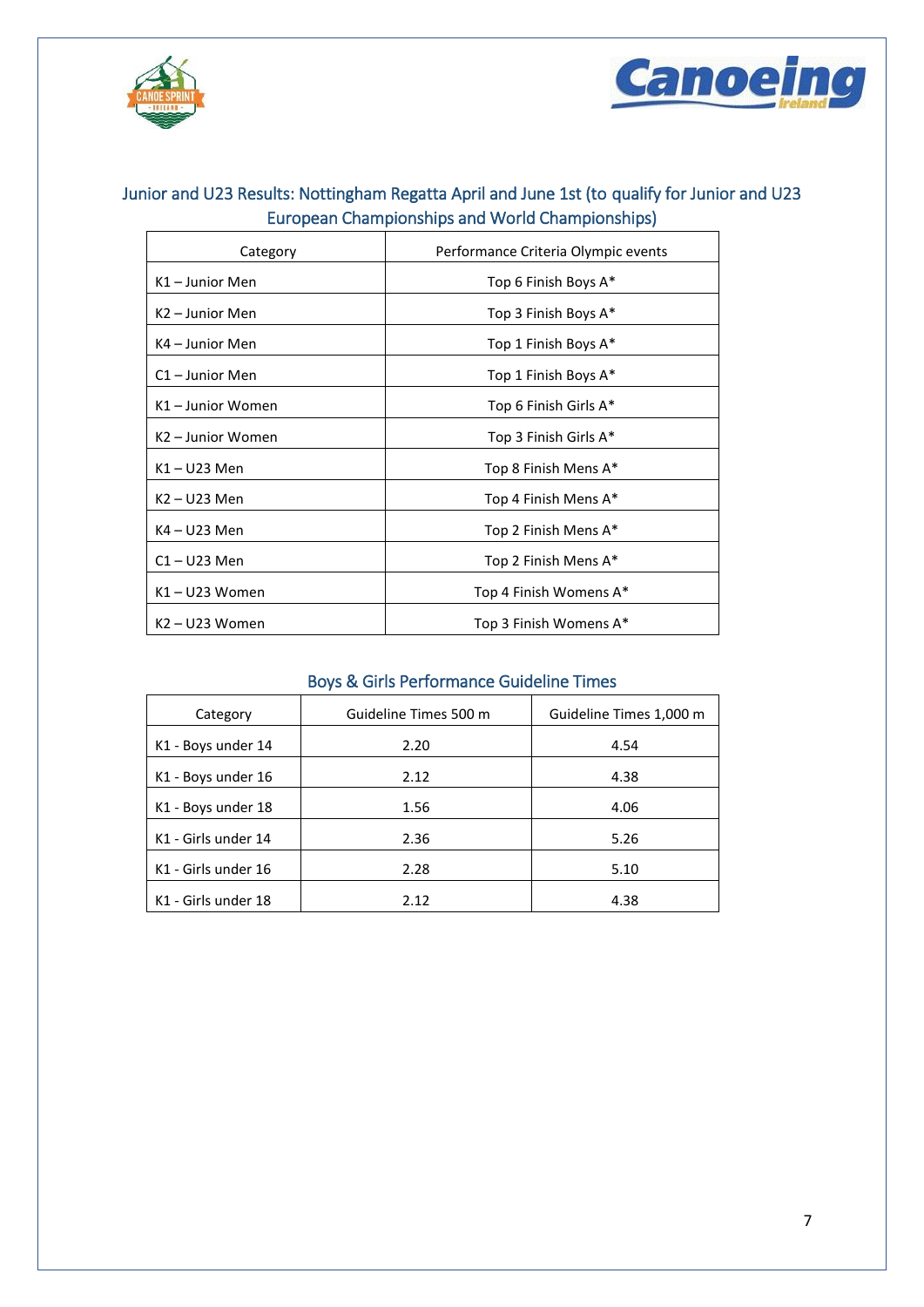## Junior and U23 Results: Nottingham Regatta April and June 1st (to qualify for Junior and U23 European Championships and World Championships)

| Category | Performance Criteria Olympic events |
| --- | --- |
| K1 – Junior Men | Top 6 Finish Boys A* |
| K2 – Junior Men | Top 3 Finish Boys A* |
| K4 – Junior Men | Top 1 Finish Boys A* |
| C1 – Junior Men | Top 1 Finish Boys A* |
| K1 – Junior Women | Top 6 Finish Girls A* |
| K2 – Junior Women | Top 3 Finish Girls A* |
| K1 – U23 Men | Top 8 Finish Mens A* |
| K2 – U23 Men | Top 4 Finish Mens A* |
| K4 – U23 Men | Top 2 Finish Mens A* |
| C1 – U23 Men | Top 2 Finish Mens A* |
| K1 – U23 Women | Top 4 Finish Womens A* |
| K2 – U23 Women | Top 3 Finish Womens A* |

## Boys & Girls Performance Guideline Times

| Category | Guideline Times 500 m | Guideline Times 1,000 m |
| --- | --- | --- |
| K1 - Boys under 14 | 2.20 | 4.54 |
| K1 - Boys under 16 | 2.12 | 4.38 |
| K1 - Boys under 18 | 1.56 | 4.06 |
| K1 - Girls under 14 | 2.36 | 5.26 |
| K1 - Girls under 16 | 2.28 | 5.10 |
| K1 - Girls under 18 | 2.12 | 4.38 |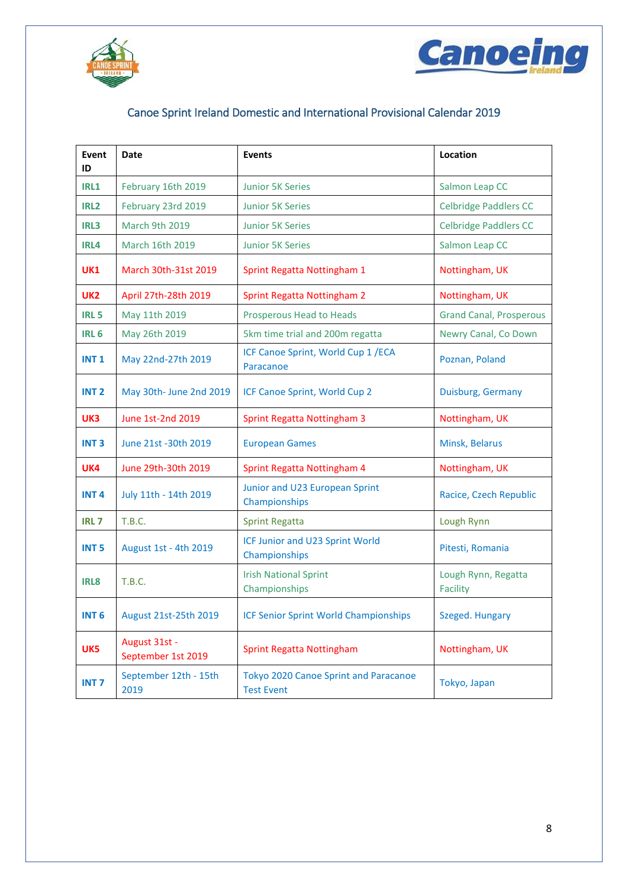## Canoe Sprint Ireland Domestic and International Provisional Calendar 2019

| Event ID | Date | Events | Location |
|---|---|---|---|
| **IRL1** | February 16th 2019 | Junior 5K Series | Salmon Leap CC |
| **IRL2** | February 23rd 2019 | Junior 5K Series | Celbridge Paddlers CC |
| **IRL3** | March 9th 2019 | Junior 5K Series | Celbridge Paddlers CC |
| **IRL4** | March 16th 2019 | Junior 5K Series | Salmon Leap CC |
| **UK1** | March 30th-31st 2019 | Sprint Regatta Nottingham 1 | Nottingham, UK |
| **UK2** | April 27th-28th 2019 | Sprint Regatta Nottingham 2 | Nottingham, UK |
| **IRL 5** | May 11th 2019 | Prosperous Head to Heads | Grand Canal, Prosperous |
| **IRL 6** | May 26th 2019 | 5km time trial and 200m regatta | Newry Canal, Co Down |
| **INT 1** | May 22nd-27th 2019 | ICF Canoe Sprint, World Cup 1 /ECA Paracanoe | Poznan, Poland |
| **INT 2** | May 30th- June 2nd 2019 | ICF Canoe Sprint, World Cup 2 | Duisburg, Germany |
| **UK3** | June 1st-2nd 2019 | Sprint Regatta Nottingham 3 | Nottingham, UK |
| **INT 3** | June 21st -30th 2019 | European Games | Minsk, Belarus |
| **UK4** | June 29th-30th 2019 | Sprint Regatta Nottingham 4 | Nottingham, UK |
| **INT 4** | July 11th - 14th 2019 | Junior and U23 European Sprint Championships | Racice, Czech Republic |
| **IRL 7** | T.B.C. | Sprint Regatta | Lough Rynn |
| **INT 5** | August 1st - 4th 2019 | ICF Junior and U23 Sprint World Championships | Pitesti, Romania |
| **IRL8** | T.B.C. | Irish National Sprint Championships | Lough Rynn, Regatta Facility |
| **INT 6** | August 21st-25th 2019 | ICF Senior Sprint World Championships | Szeged. Hungary |
| **UK5** | August 31st - September 1st 2019 | Sprint Regatta Nottingham | Nottingham, UK |
| **INT 7** | September 12th - 15th 2019 | Tokyo 2020 Canoe Sprint and Paracanoe Test Event | Tokyo, Japan |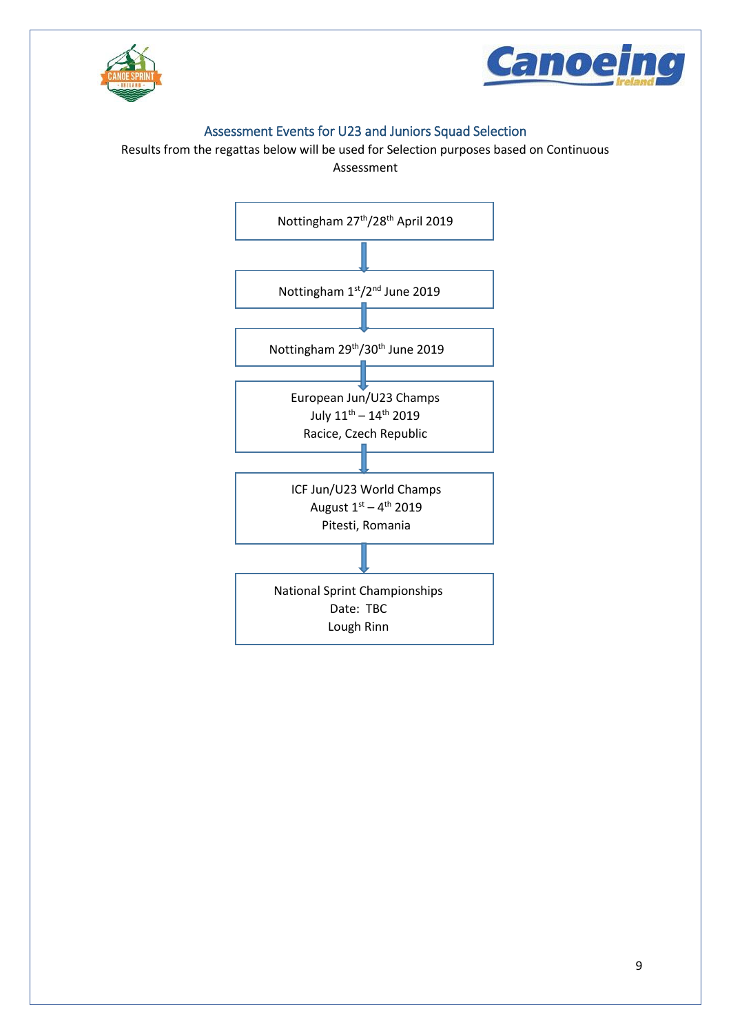## Assessment Events for U23 and Juniors Squad Selection

Results from the regattas below will be used for Selection purposes based on Continuous Assessment

Nottingham 27th/28th April 2019

↓

Nottingham 1st/2nd June 2019

↓

Nottingham 29th/30th June 2019

↓

European Jun/U23 Champs
July 11th – 14th 2019
Racice, Czech Republic

↓

ICF Jun/U23 World Champs
August 1st – 4th 2019
Pitesti, Romania

↓

National Sprint Championships
Date: TBC
Lough Rinn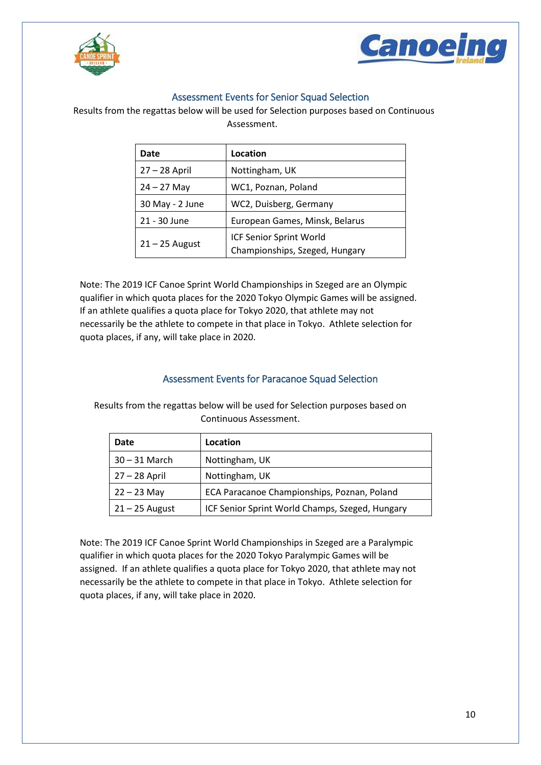## Assessment Events for Senior Squad Selection

Results from the regattas below will be used for Selection purposes based on Continuous Assessment.

| Date | Location |
|---|---|
| 27 – 28 April | Nottingham, UK |
| 24 – 27 May | WC1, Poznan, Poland |
| 30 May - 2 June | WC2, Duisberg, Germany |
| 21 - 30 June | European Games, Minsk, Belarus |
| 21 – 25 August | ICF Senior Sprint World Championships, Szeged, Hungary |

Note: The 2019 ICF Canoe Sprint World Championships in Szeged are an Olympic qualifier in which quota places for the 2020 Tokyo Olympic Games will be assigned. If an athlete qualifies a quota place for Tokyo 2020, that athlete may not necessarily be the athlete to compete in that place in Tokyo. Athlete selection for quota places, if any, will take place in 2020.

## Assessment Events for Paracanoe Squad Selection

Results from the regattas below will be used for Selection purposes based on Continuous Assessment.

| Date | Location |
|---|---|
| 30 – 31 March | Nottingham, UK |
| 27 – 28 April | Nottingham, UK |
| 22 – 23 May | ECA Paracanoe Championships, Poznan, Poland |
| 21 – 25 August | ICF Senior Sprint World Champs, Szeged, Hungary |

Note: The 2019 ICF Canoe Sprint World Championships in Szeged are a Paralympic qualifier in which quota places for the 2020 Tokyo Paralympic Games will be assigned. If an athlete qualifies a quota place for Tokyo 2020, that athlete may not necessarily be the athlete to compete in that place in Tokyo. Athlete selection for quota places, if any, will take place in 2020.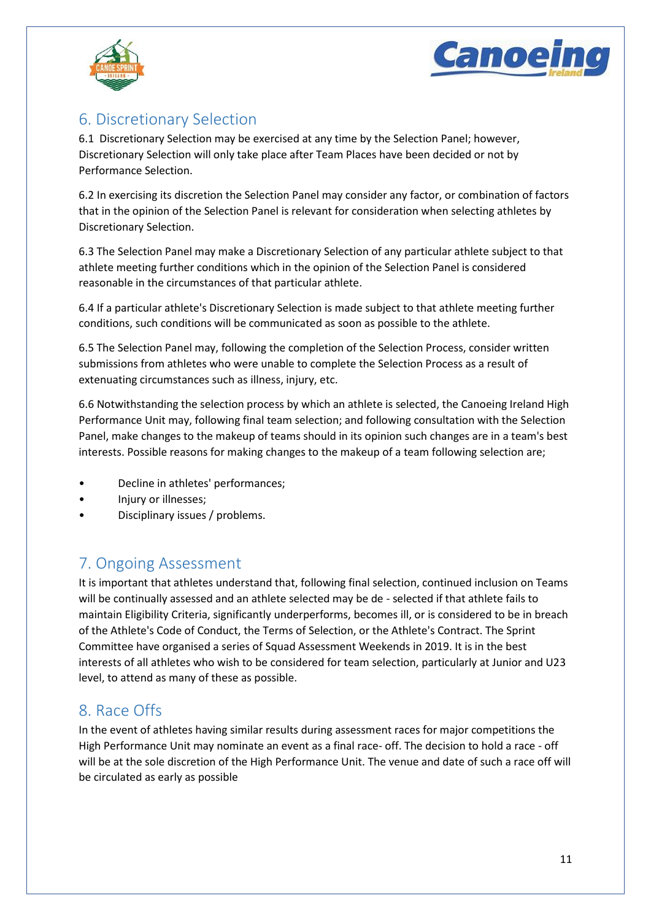## 6. Discretionary Selection

6.1 Discretionary Selection may be exercised at any time by the Selection Panel; however, Discretionary Selection will only take place after Team Places have been decided or not by Performance Selection.

6.2 In exercising its discretion the Selection Panel may consider any factor, or combination of factors that in the opinion of the Selection Panel is relevant for consideration when selecting athletes by Discretionary Selection.

6.3 The Selection Panel may make a Discretionary Selection of any particular athlete subject to that athlete meeting further conditions which in the opinion of the Selection Panel is considered reasonable in the circumstances of that particular athlete.

6.4 If a particular athlete's Discretionary Selection is made subject to that athlete meeting further conditions, such conditions will be communicated as soon as possible to the athlete.

6.5 The Selection Panel may, following the completion of the Selection Process, consider written submissions from athletes who were unable to complete the Selection Process as a result of extenuating circumstances such as illness, injury, etc.

6.6 Notwithstanding the selection process by which an athlete is selected, the Canoeing Ireland High Performance Unit may, following final team selection; and following consultation with the Selection Panel, make changes to the makeup of teams should in its opinion such changes are in a team's best interests. Possible reasons for making changes to the makeup of a team following selection are;

- Decline in athletes' performances;
- Injury or illnesses;
- Disciplinary issues / problems.

## 7. Ongoing Assessment

It is important that athletes understand that, following final selection, continued inclusion on Teams will be continually assessed and an athlete selected may be de - selected if that athlete fails to maintain Eligibility Criteria, significantly underperforms, becomes ill, or is considered to be in breach of the Athlete's Code of Conduct, the Terms of Selection, or the Athlete's Contract. The Sprint Committee have organised a series of Squad Assessment Weekends in 2019. It is in the best interests of all athletes who wish to be considered for team selection, particularly at Junior and U23 level, to attend as many of these as possible.

## 8. Race Offs

In the event of athletes having similar results during assessment races for major competitions the High Performance Unit may nominate an event as a final race- off. The decision to hold a race - off will be at the sole discretion of the High Performance Unit. The venue and date of such a race off will be circulated as early as possible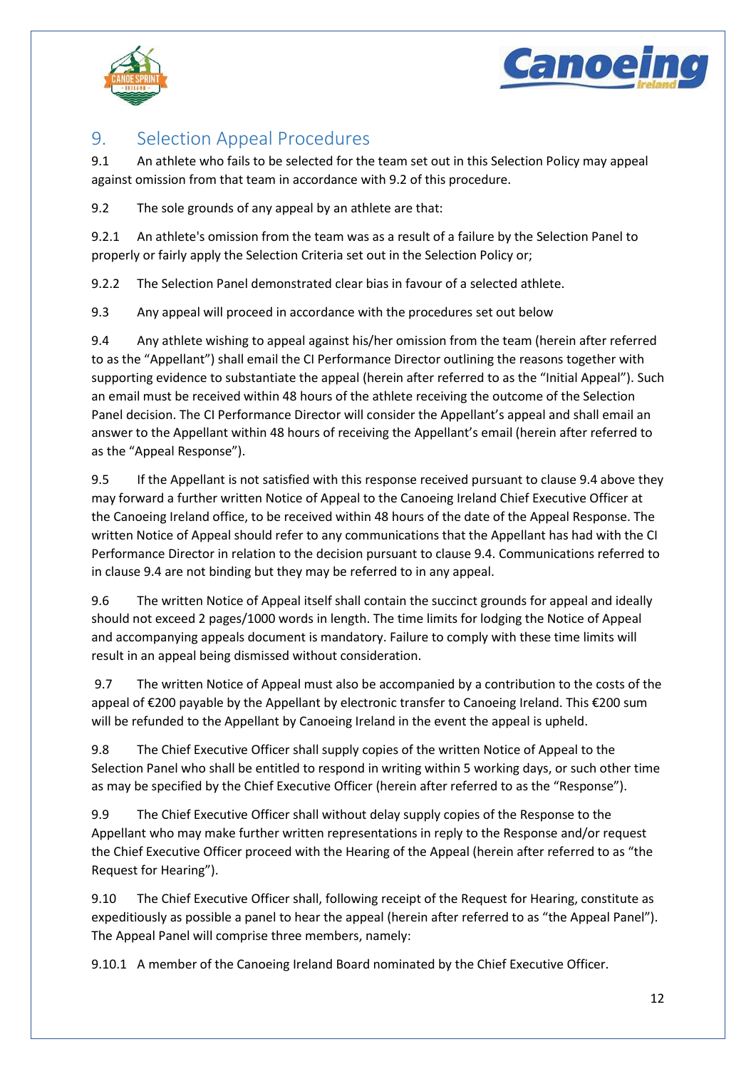## 9. Selection Appeal Procedures

9.1 An athlete who fails to be selected for the team set out in this Selection Policy may appeal against omission from that team in accordance with 9.2 of this procedure.

9.2 The sole grounds of any appeal by an athlete are that:

9.2.1 An athlete's omission from the team was as a result of a failure by the Selection Panel to properly or fairly apply the Selection Criteria set out in the Selection Policy or;

9.2.2 The Selection Panel demonstrated clear bias in favour of a selected athlete.

9.3 Any appeal will proceed in accordance with the procedures set out below

9.4 Any athlete wishing to appeal against his/her omission from the team (herein after referred to as the "Appellant") shall email the CI Performance Director outlining the reasons together with supporting evidence to substantiate the appeal (herein after referred to as the "Initial Appeal"). Such an email must be received within 48 hours of the athlete receiving the outcome of the Selection Panel decision. The CI Performance Director will consider the Appellant's appeal and shall email an answer to the Appellant within 48 hours of receiving the Appellant's email (herein after referred to as the "Appeal Response").

9.5 If the Appellant is not satisfied with this response received pursuant to clause 9.4 above they may forward a further written Notice of Appeal to the Canoeing Ireland Chief Executive Officer at the Canoeing Ireland office, to be received within 48 hours of the date of the Appeal Response. The written Notice of Appeal should refer to any communications that the Appellant has had with the CI Performance Director in relation to the decision pursuant to clause 9.4. Communications referred to in clause 9.4 are not binding but they may be referred to in any appeal.

9.6 The written Notice of Appeal itself shall contain the succinct grounds for appeal and ideally should not exceed 2 pages/1000 words in length. The time limits for lodging the Notice of Appeal and accompanying appeals document is mandatory. Failure to comply with these time limits will result in an appeal being dismissed without consideration.

9.7 The written Notice of Appeal must also be accompanied by a contribution to the costs of the appeal of €200 payable by the Appellant by electronic transfer to Canoeing Ireland. This €200 sum will be refunded to the Appellant by Canoeing Ireland in the event the appeal is upheld.

9.8 The Chief Executive Officer shall supply copies of the written Notice of Appeal to the Selection Panel who shall be entitled to respond in writing within 5 working days, or such other time as may be specified by the Chief Executive Officer (herein after referred to as the "Response").

9.9 The Chief Executive Officer shall without delay supply copies of the Response to the Appellant who may make further written representations in reply to the Response and/or request the Chief Executive Officer proceed with the Hearing of the Appeal (herein after referred to as "the Request for Hearing").

9.10 The Chief Executive Officer shall, following receipt of the Request for Hearing, constitute as expeditiously as possible a panel to hear the appeal (herein after referred to as "the Appeal Panel"). The Appeal Panel will comprise three members, namely:

9.10.1 A member of the Canoeing Ireland Board nominated by the Chief Executive Officer.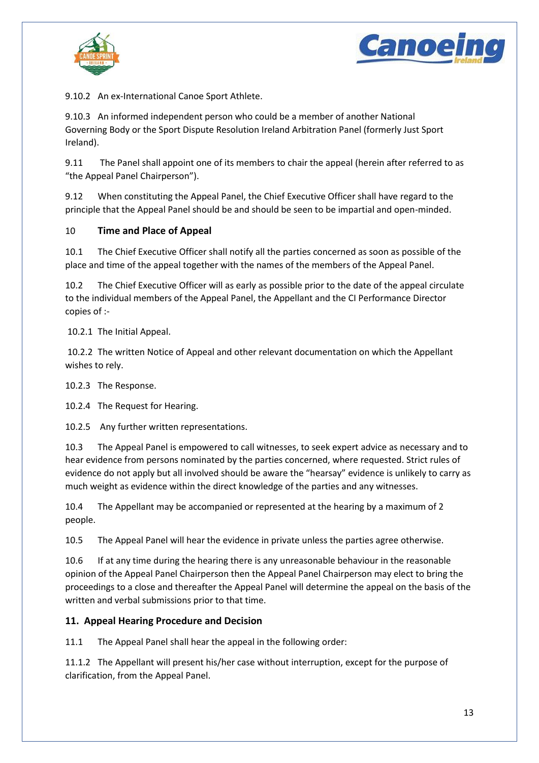9.10.2 An ex-International Canoe Sport Athlete.

9.10.3 An informed independent person who could be a member of another National Governing Body or the Sport Dispute Resolution Ireland Arbitration Panel (formerly Just Sport Ireland).

9.11 The Panel shall appoint one of its members to chair the appeal (herein after referred to as "the Appeal Panel Chairperson").

9.12 When constituting the Appeal Panel, the Chief Executive Officer shall have regard to the principle that the Appeal Panel should be and should be seen to be impartial and open-minded.

## 10 Time and Place of Appeal

10.1 The Chief Executive Officer shall notify all the parties concerned as soon as possible of the place and time of the appeal together with the names of the members of the Appeal Panel.

10.2 The Chief Executive Officer will as early as possible prior to the date of the appeal circulate to the individual members of the Appeal Panel, the Appellant and the CI Performance Director copies of :-

10.2.1 The Initial Appeal.

10.2.2 The written Notice of Appeal and other relevant documentation on which the Appellant wishes to rely.

10.2.3 The Response.

10.2.4 The Request for Hearing.

10.2.5 Any further written representations.

10.3 The Appeal Panel is empowered to call witnesses, to seek expert advice as necessary and to hear evidence from persons nominated by the parties concerned, where requested. Strict rules of evidence do not apply but all involved should be aware the "hearsay" evidence is unlikely to carry as much weight as evidence within the direct knowledge of the parties and any witnesses.

10.4 The Appellant may be accompanied or represented at the hearing by a maximum of 2 people.

10.5 The Appeal Panel will hear the evidence in private unless the parties agree otherwise.

10.6 If at any time during the hearing there is any unreasonable behaviour in the reasonable opinion of the Appeal Panel Chairperson then the Appeal Panel Chairperson may elect to bring the proceedings to a close and thereafter the Appeal Panel will determine the appeal on the basis of the written and verbal submissions prior to that time.

## 11. Appeal Hearing Procedure and Decision

11.1 The Appeal Panel shall hear the appeal in the following order:

11.1.2 The Appellant will present his/her case without interruption, except for the purpose of clarification, from the Appeal Panel.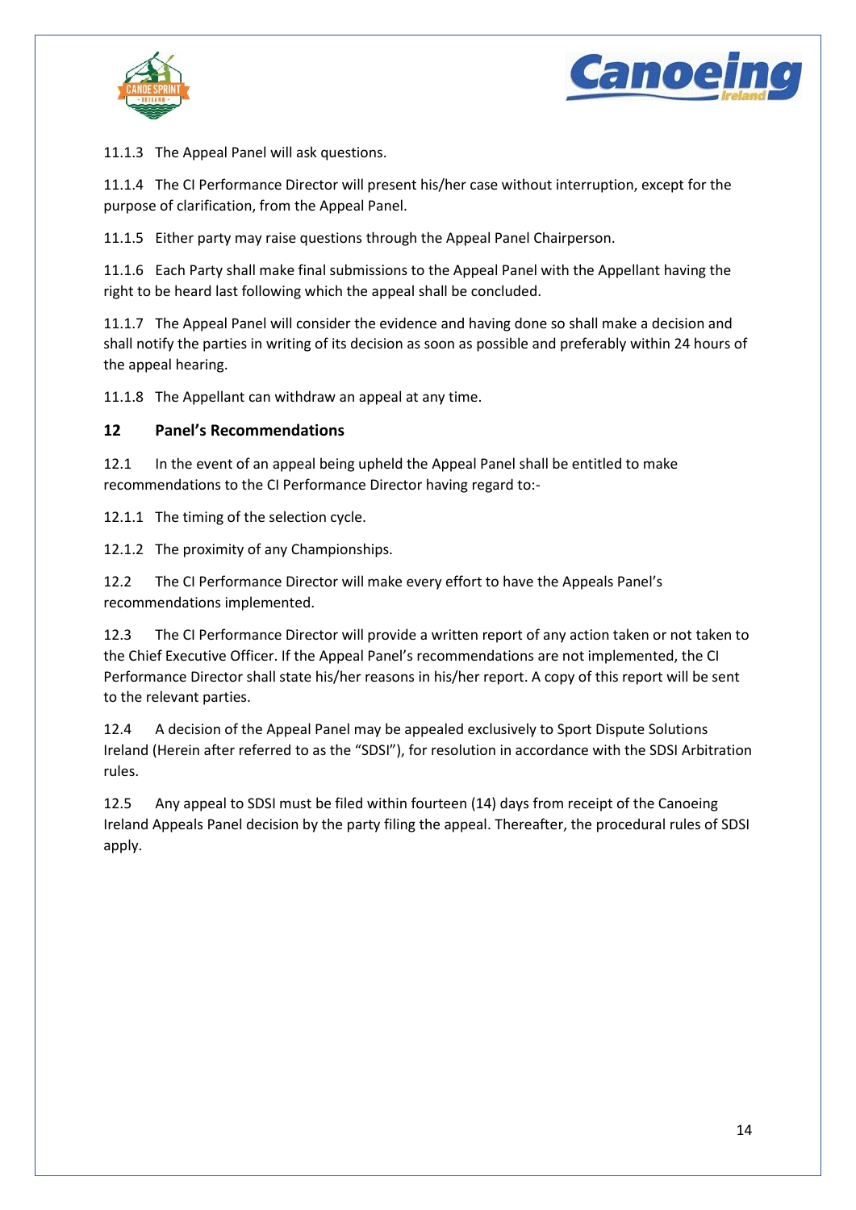11.1.3 The Appeal Panel will ask questions.

11.1.4 The CI Performance Director will present his/her case without interruption, except for the purpose of clarification, from the Appeal Panel.

11.1.5 Either party may raise questions through the Appeal Panel Chairperson.

11.1.6 Each Party shall make final submissions to the Appeal Panel with the Appellant having the right to be heard last following which the appeal shall be concluded.

11.1.7 The Appeal Panel will consider the evidence and having done so shall make a decision and shall notify the parties in writing of its decision as soon as possible and preferably within 24 hours of the appeal hearing.

11.1.8 The Appellant can withdraw an appeal at any time.

## 12 Panel's Recommendations

12.1 In the event of an appeal being upheld the Appeal Panel shall be entitled to make recommendations to the CI Performance Director having regard to:-

12.1.1 The timing of the selection cycle.

12.1.2 The proximity of any Championships.

12.2 The CI Performance Director will make every effort to have the Appeals Panel's recommendations implemented.

12.3 The CI Performance Director will provide a written report of any action taken or not taken to the Chief Executive Officer. If the Appeal Panel's recommendations are not implemented, the CI Performance Director shall state his/her reasons in his/her report. A copy of this report will be sent to the relevant parties.

12.4 A decision of the Appeal Panel may be appealed exclusively to Sport Dispute Solutions Ireland (Herein after referred to as the "SDSI"), for resolution in accordance with the SDSI Arbitration rules.

12.5 Any appeal to SDSI must be filed within fourteen (14) days from receipt of the Canoeing Ireland Appeals Panel decision by the party filing the appeal. Thereafter, the procedural rules of SDSI apply.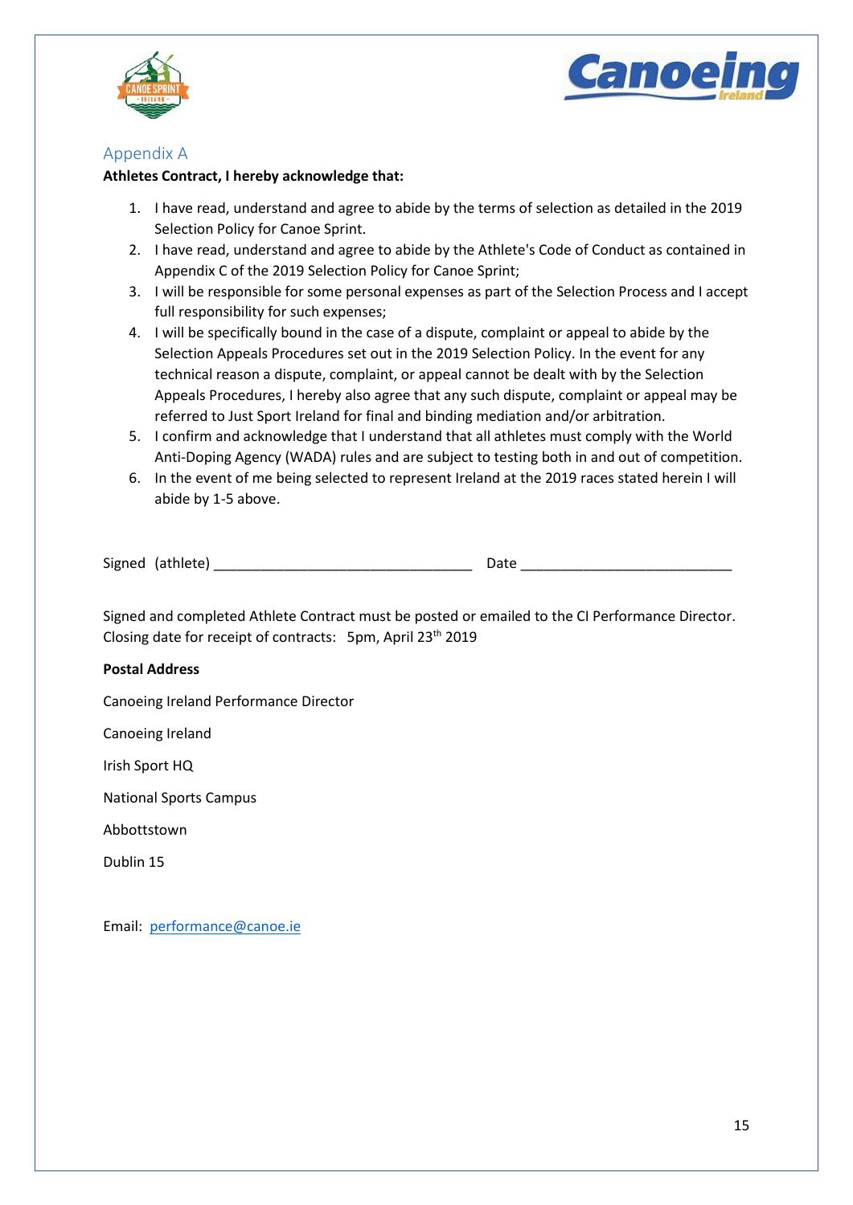## Appendix A

**Athletes Contract, I hereby acknowledge that:**

1. I have read, understand and agree to abide by the terms of selection as detailed in the 2019 Selection Policy for Canoe Sprint.
2. I have read, understand and agree to abide by the Athlete's Code of Conduct as contained in Appendix C of the 2019 Selection Policy for Canoe Sprint;
3. I will be responsible for some personal expenses as part of the Selection Process and I accept full responsibility for such expenses;
4. I will be specifically bound in the case of a dispute, complaint or appeal to abide by the Selection Appeals Procedures set out in the 2019 Selection Policy. In the event for any technical reason a dispute, complaint, or appeal cannot be dealt with by the Selection Appeals Procedures, I hereby also agree that any such dispute, complaint or appeal may be referred to Just Sport Ireland for final and binding mediation and/or arbitration.
5. I confirm and acknowledge that I understand that all athletes must comply with the World Anti-Doping Agency (WADA) rules and are subject to testing both in and out of competition.
6. In the event of me being selected to represent Ireland at the 2019 races stated herein I will abide by 1-5 above.

Signed (athlete) _________________________________ Date ___________________________

Signed and completed Athlete Contract must be posted or emailed to the CI Performance Director. Closing date for receipt of contracts: 5pm, April 23th 2019

**Postal Address**

Canoeing Ireland Performance Director

Canoeing Ireland

Irish Sport HQ

National Sports Campus

Abbottstown

Dublin 15

Email: performance@canoe.ie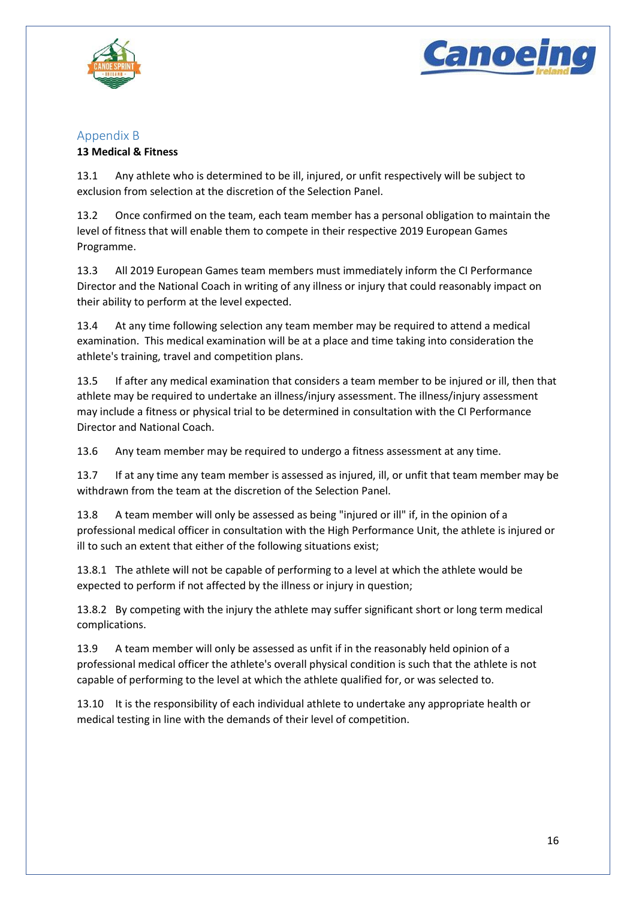## Appendix B

**13 Medical & Fitness**

13.1 Any athlete who is determined to be ill, injured, or unfit respectively will be subject to exclusion from selection at the discretion of the Selection Panel.

13.2 Once confirmed on the team, each team member has a personal obligation to maintain the level of fitness that will enable them to compete in their respective 2019 European Games Programme.

13.3 All 2019 European Games team members must immediately inform the CI Performance Director and the National Coach in writing of any illness or injury that could reasonably impact on their ability to perform at the level expected.

13.4 At any time following selection any team member may be required to attend a medical examination. This medical examination will be at a place and time taking into consideration the athlete's training, travel and competition plans.

13.5 If after any medical examination that considers a team member to be injured or ill, then that athlete may be required to undertake an illness/injury assessment. The illness/injury assessment may include a fitness or physical trial to be determined in consultation with the CI Performance Director and National Coach.

13.6 Any team member may be required to undergo a fitness assessment at any time.

13.7 If at any time any team member is assessed as injured, ill, or unfit that team member may be withdrawn from the team at the discretion of the Selection Panel.

13.8 A team member will only be assessed as being "injured or ill" if, in the opinion of a professional medical officer in consultation with the High Performance Unit, the athlete is injured or ill to such an extent that either of the following situations exist;

13.8.1 The athlete will not be capable of performing to a level at which the athlete would be expected to perform if not affected by the illness or injury in question;

13.8.2 By competing with the injury the athlete may suffer significant short or long term medical complications.

13.9 A team member will only be assessed as unfit if in the reasonably held opinion of a professional medical officer the athlete's overall physical condition is such that the athlete is not capable of performing to the level at which the athlete qualified for, or was selected to.

13.10 It is the responsibility of each individual athlete to undertake any appropriate health or medical testing in line with the demands of their level of competition.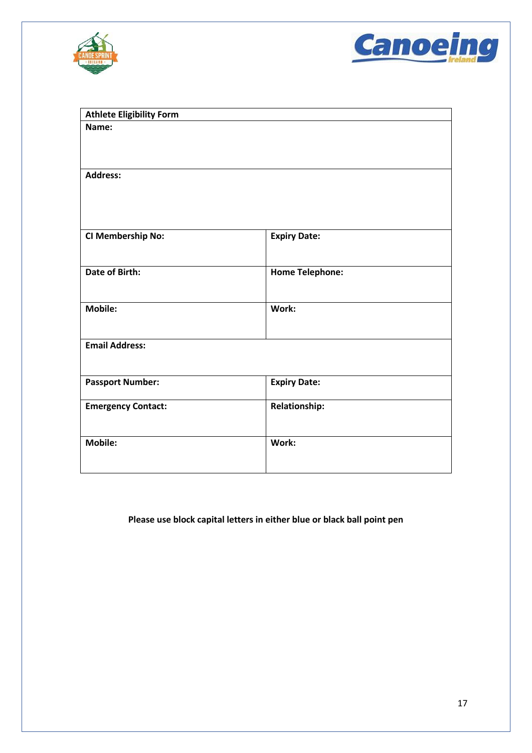| Athlete Eligibility Form | |
|---|---|
| **Name:** | |
| **Address:** | |
| **CI Membership No:** | **Expiry Date:** |
| **Date of Birth:** | **Home Telephone:** |
| **Mobile:** | **Work:** |
| **Email Address:** | |
| **Passport Number:** | **Expiry Date:** |
| **Emergency Contact:** | **Relationship:** |
| **Mobile:** | **Work:** |

**Please use block capital letters in either blue or black ball point pen**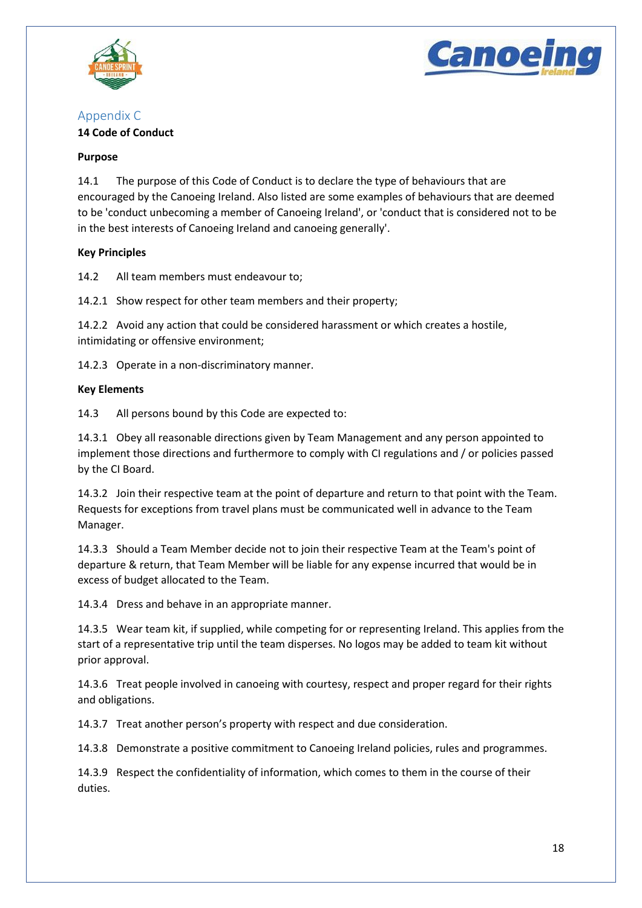## Appendix C

### 14 Code of Conduct

**Purpose**

14.1 The purpose of this Code of Conduct is to declare the type of behaviours that are encouraged by the Canoeing Ireland. Also listed are some examples of behaviours that are deemed to be 'conduct unbecoming a member of Canoeing Ireland', or 'conduct that is considered not to be in the best interests of Canoeing Ireland and canoeing generally'.

**Key Principles**

14.2 All team members must endeavour to;

14.2.1 Show respect for other team members and their property;

14.2.2 Avoid any action that could be considered harassment or which creates a hostile, intimidating or offensive environment;

14.2.3 Operate in a non-discriminatory manner.

**Key Elements**

14.3 All persons bound by this Code are expected to:

14.3.1 Obey all reasonable directions given by Team Management and any person appointed to implement those directions and furthermore to comply with CI regulations and / or policies passed by the CI Board.

14.3.2 Join their respective team at the point of departure and return to that point with the Team. Requests for exceptions from travel plans must be communicated well in advance to the Team Manager.

14.3.3 Should a Team Member decide not to join their respective Team at the Team's point of departure & return, that Team Member will be liable for any expense incurred that would be in excess of budget allocated to the Team.

14.3.4 Dress and behave in an appropriate manner.

14.3.5 Wear team kit, if supplied, while competing for or representing Ireland. This applies from the start of a representative trip until the team disperses. No logos may be added to team kit without prior approval.

14.3.6 Treat people involved in canoeing with courtesy, respect and proper regard for their rights and obligations.

14.3.7 Treat another person's property with respect and due consideration.

14.3.8 Demonstrate a positive commitment to Canoeing Ireland policies, rules and programmes.

14.3.9 Respect the confidentiality of information, which comes to them in the course of their duties.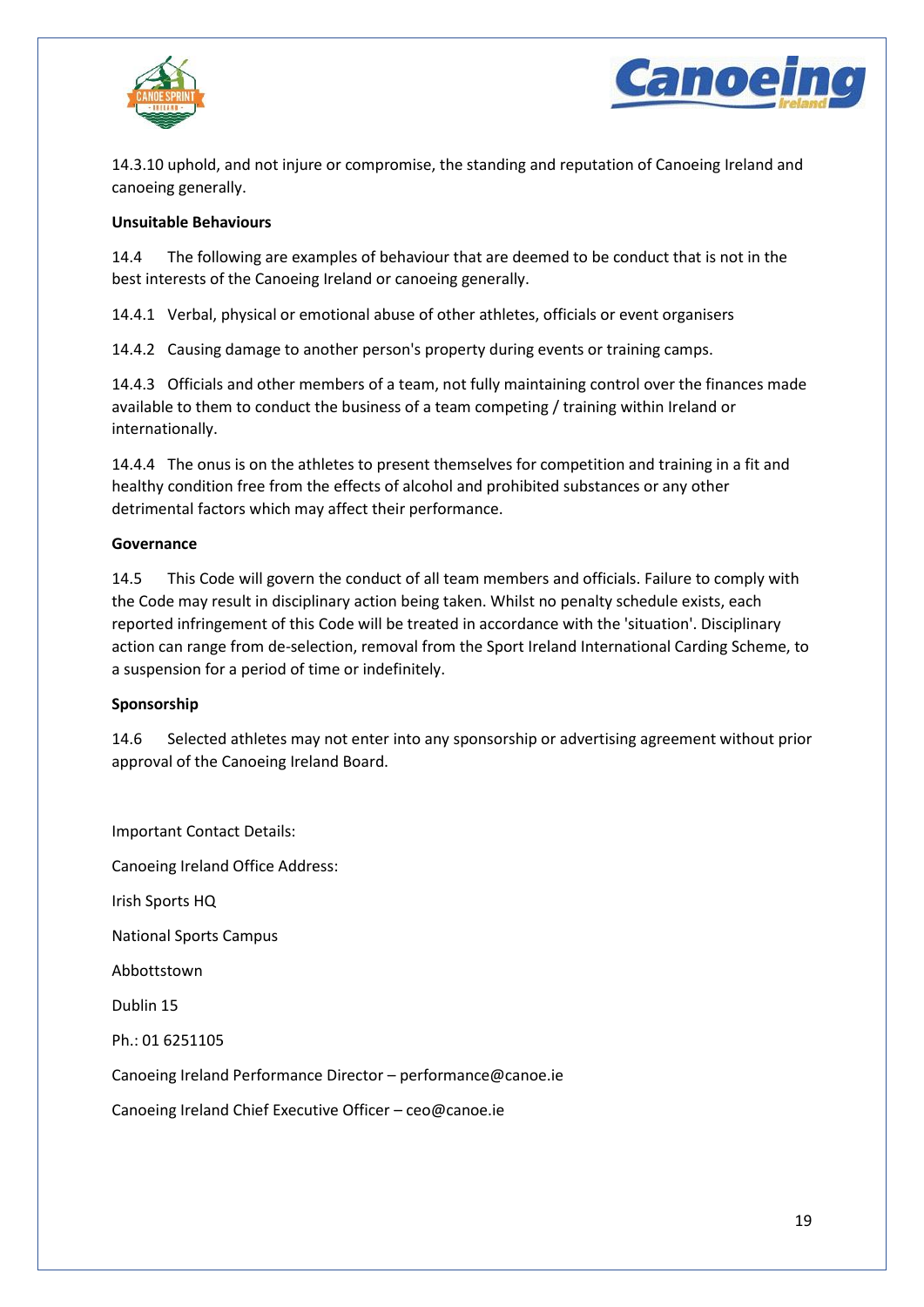14.3.10 uphold, and not injure or compromise, the standing and reputation of Canoeing Ireland and canoeing generally.

**Unsuitable Behaviours**

14.4 The following are examples of behaviour that are deemed to be conduct that is not in the best interests of the Canoeing Ireland or canoeing generally.

14.4.1 Verbal, physical or emotional abuse of other athletes, officials or event organisers

14.4.2 Causing damage to another person's property during events or training camps.

14.4.3 Officials and other members of a team, not fully maintaining control over the finances made available to them to conduct the business of a team competing / training within Ireland or internationally.

14.4.4 The onus is on the athletes to present themselves for competition and training in a fit and healthy condition free from the effects of alcohol and prohibited substances or any other detrimental factors which may affect their performance.

**Governance**

14.5 This Code will govern the conduct of all team members and officials. Failure to comply with the Code may result in disciplinary action being taken. Whilst no penalty schedule exists, each reported infringement of this Code will be treated in accordance with the 'situation'. Disciplinary action can range from de-selection, removal from the Sport Ireland International Carding Scheme, to a suspension for a period of time or indefinitely.

**Sponsorship**

14.6 Selected athletes may not enter into any sponsorship or advertising agreement without prior approval of the Canoeing Ireland Board.

Important Contact Details:

Canoeing Ireland Office Address:

Irish Sports HQ

National Sports Campus

Abbottstown

Dublin 15

Ph.: 01 6251105

Canoeing Ireland Performance Director – performance@canoe.ie

Canoeing Ireland Chief Executive Officer – ceo@canoe.ie